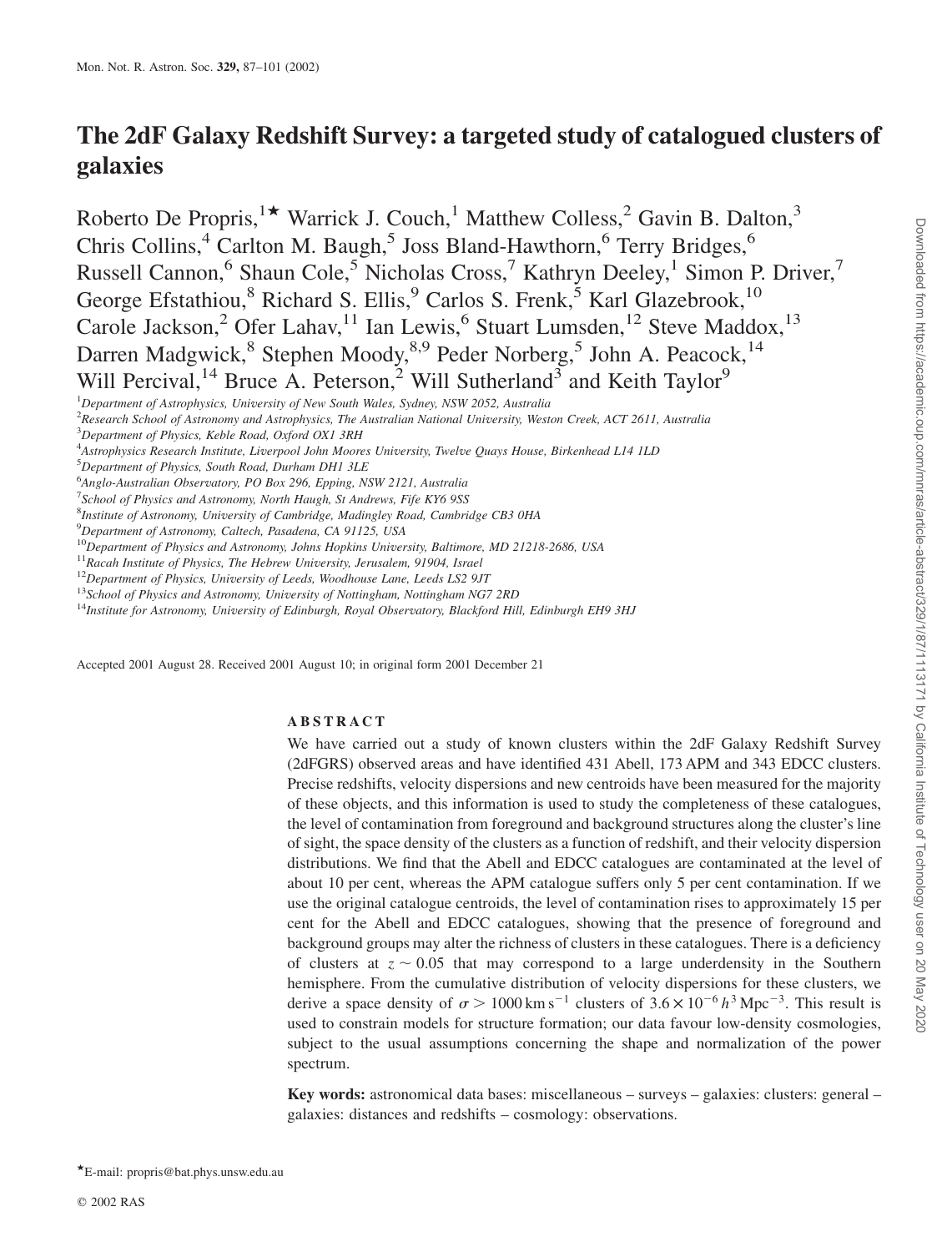# The 2dF Galaxy Redshift Survey: a targeted study of catalogued clusters of galaxies

Roberto De Propris,[1★] Warrick J. Couch,[1] Matthew Colless,[2] Gavin B. Dalton,[3] Chris Collins,[4] Carlton M. Baugh,[5] Joss Bland-Hawthorn,[6] Terry Bridges,[6] Russell Cannon,[6] Shaun Cole,[5] Nicholas Cross,[7] Kathryn Deeley,[1] Simon P. Driver,[7] George Efstathiou,[8] Richard S. Ellis,[9] Carlos S. Frenk,[5] Karl Glazebrook,[10] Carole Jackson,[2] Ofer Lahav,[11] Ian Lewis,[6] Stuart Lumsden,[12] Steve Maddox,[13] Darren Madgwick,[8] Stephen Moody,[8,9] Peder Norberg,[5] John A. Peacock,[14] Will Percival,[14] Bruce A. Peterson,[2] Will Sutherland[3] and Keith Taylor[9]

[1]*Department of Astrophysics, University of New South Wales, Sydney, NSW 2052, Australia*
[2]*Research School of Astronomy and Astrophysics, The Australian National University, Weston Creek, ACT 2611, Australia*
[3]*Department of Physics, Keble Road, Oxford OX1 3RH*
[4]*Astrophysics Research Institute, Liverpool John Moores University, Twelve Quays House, Birkenhead L14 1LD*
[5]*Department of Physics, South Road, Durham DH1 3LE*
[6]*Anglo-Australian Observatory, PO Box 296, Epping, NSW 2121, Australia*
[7]*School of Physics and Astronomy, North Haugh, St Andrews, Fife KY6 9SS*
[8]*Institute of Astronomy, University of Cambridge, Madingley Road, Cambridge CB3 0HA*
[9]*Department of Astronomy, Caltech, Pasadena, CA 91125, USA*
[10]*Department of Physics and Astronomy, Johns Hopkins University, Baltimore, MD 21218-2686, USA*
[11]*Racah Institute of Physics, The Hebrew University, Jerusalem, 91904, Israel*
[12]*Department of Physics, University of Leeds, Woodhouse Lane, Leeds LS2 9JT*
[13]*School of Physics and Astronomy, University of Nottingham, Nottingham NG7 2RD*
[14]*Institute for Astronomy, University of Edinburgh, Royal Observatory, Blackford Hill, Edinburgh EH9 3HJ*

Accepted 2001 August 28. Received 2001 August 10; in original form 2001 December 21

## ABSTRACT

We have carried out a study of known clusters within the 2dF Galaxy Redshift Survey (2dFGRS) observed areas and have identified 431 Abell, 173 APM and 343 EDCC clusters. Precise redshifts, velocity dispersions and new centroids have been measured for the majority of these objects, and this information is used to study the completeness of these catalogues, the level of contamination from foreground and background structures along the cluster's line of sight, the space density of the clusters as a function of redshift, and their velocity dispersion distributions. We find that the Abell and EDCC catalogues are contaminated at the level of about 10 per cent, whereas the APM catalogue suffers only 5 per cent contamination. If we use the original catalogue centroids, the level of contamination rises to approximately 15 per cent for the Abell and EDCC catalogues, showing that the presence of foreground and background groups may alter the richness of clusters in these catalogues. There is a deficiency of clusters at $z \sim 0.05$ that may correspond to a large underdensity in the Southern hemisphere. From the cumulative distribution of velocity dispersions for these clusters, we derive a space density of $\sigma > 1000\,\mathrm{km\,s^{-1}}$ clusters of $3.6 \times 10^{-6}\,h^3\,\mathrm{Mpc^{-3}}$. This result is used to constrain models for structure formation; our data favour low-density cosmologies, subject to the usual assumptions concerning the shape and normalization of the power spectrum.

**Key words:** astronomical data bases: miscellaneous – surveys – galaxies: clusters: general – galaxies: distances and redshifts – cosmology: observations.

★E-mail: propris@bat.phys.unsw.edu.au

© 2002 RAS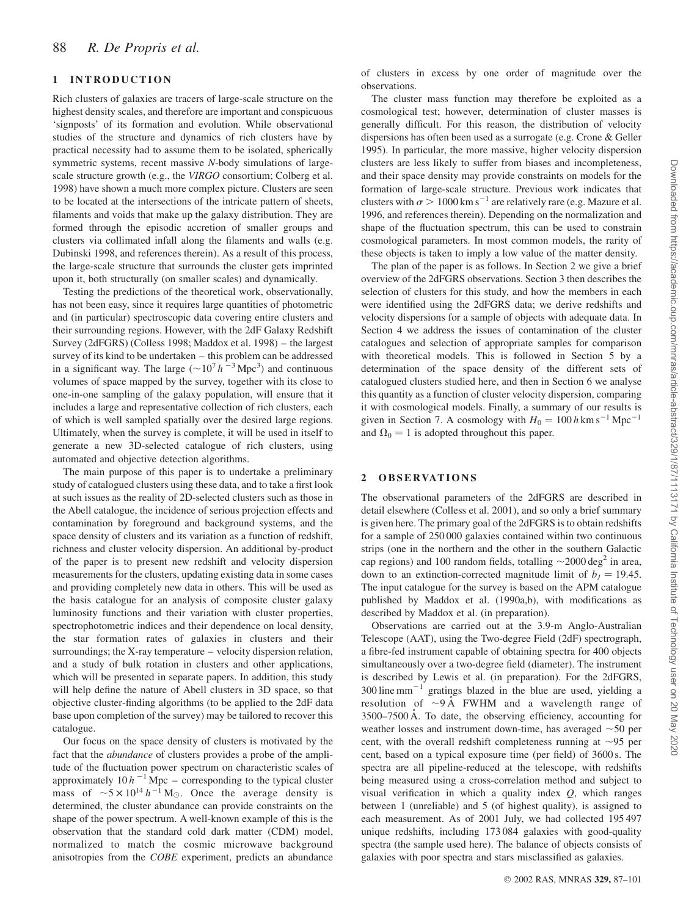## 1 INTRODUCTION

Rich clusters of galaxies are tracers of large-scale structure on the highest density scales, and therefore are important and conspicuous 'signposts' of its formation and evolution. While observational studies of the structure and dynamics of rich clusters have by practical necessity had to assume them to be isolated, spherically symmetric systems, recent massive *N*-body simulations of large-scale structure growth (e.g., the *VIRGO* consortium; Colberg et al. 1998) have shown a much more complex picture. Clusters are seen to be located at the intersections of the intricate pattern of sheets, filaments and voids that make up the galaxy distribution. They are formed through the episodic accretion of smaller groups and clusters via collimated infall along the filaments and walls (e.g. Dubinski 1998, and references therein). As a result of this process, the large-scale structure that surrounds the cluster gets imprinted upon it, both structurally (on smaller scales) and dynamically.

Testing the predictions of the theoretical work, observationally, has not been easy, since it requires large quantities of photometric and (in particular) spectroscopic data covering entire clusters and their surrounding regions. However, with the 2dF Galaxy Redshift Survey (2dFGRS) (Colless 1998; Maddox et al. 1998) – the largest survey of its kind to be undertaken – this problem can be addressed in a significant way. The large ($\sim 10^7\,h^{-3}\,\mathrm{Mpc}^3$) and continuous volumes of space mapped by the survey, together with its close to one-in-one sampling of the galaxy population, will ensure that it includes a large and representative collection of rich clusters, each of which is well sampled spatially over the desired large regions. Ultimately, when the survey is complete, it will be used in itself to generate a new 3D-selected catalogue of rich clusters, using automated and objective detection algorithms.

The main purpose of this paper is to undertake a preliminary study of catalogued clusters using these data, and to take a first look at such issues as the reality of 2D-selected clusters such as those in the Abell catalogue, the incidence of serious projection effects and contamination by foreground and background systems, and the space density of clusters and its variation as a function of redshift, richness and cluster velocity dispersion. An additional by-product of the paper is to present new redshift and velocity dispersion measurements for the clusters, updating existing data in some cases and providing completely new data in others. This will be used as the basis catalogue for an analysis of composite cluster galaxy luminosity functions and their variation with cluster properties, spectrophotometric indices and their dependence on local density, the star formation rates of galaxies in clusters and their surroundings; the X-ray temperature – velocity dispersion relation, and a study of bulk rotation in clusters and other applications, which will be presented in separate papers. In addition, this study will help define the nature of Abell clusters in 3D space, so that objective cluster-finding algorithms (to be applied to the 2dF data base upon completion of the survey) may be tailored to recover this catalogue.

Our focus on the space density of clusters is motivated by the fact that the *abundance* of clusters provides a probe of the amplitude of the fluctuation power spectrum on characteristic scales of approximately $10\,h^{-1}\,\mathrm{Mpc}$ – corresponding to the typical cluster mass of $\sim 5\times10^{14}\,h^{-1}\,\mathrm{M}_{\odot}$. Once the average density is determined, the cluster abundance can provide constraints on the shape of the power spectrum. A well-known example of this is the observation that the standard cold dark matter (CDM) model, normalized to match the cosmic microwave background anisotropies from the *COBE* experiment, predicts an abundance of clusters in excess by one order of magnitude over the observations.

The cluster mass function may therefore be exploited as a cosmological test; however, determination of cluster masses is generally difficult. For this reason, the distribution of velocity dispersions has often been used as a surrogate (e.g. Crone & Geller 1995). In particular, the more massive, higher velocity dispersion clusters are less likely to suffer from biases and incompleteness, and their space density may provide constraints on models for the formation of large-scale structure. Previous work indicates that clusters with $\sigma > 1000\,\mathrm{km\,s^{-1}}$ are relatively rare (e.g. Mazure et al. 1996, and references therein). Depending on the normalization and shape of the fluctuation spectrum, this can be used to constrain cosmological parameters. In most common models, the rarity of these objects is taken to imply a low value of the matter density.

The plan of the paper is as follows. In Section 2 we give a brief overview of the 2dFGRS observations. Section 3 then describes the selection of clusters for this study, and how the members in each were identified using the 2dFGRS data; we derive redshifts and velocity dispersions for a sample of objects with adequate data. In Section 4 we address the issues of contamination of the cluster catalogues and selection of appropriate samples for comparison with theoretical models. This is followed in Section 5 by a determination of the space density of the different sets of catalogued clusters studied here, and then in Section 6 we analyse this quantity as a function of cluster velocity dispersion, comparing it with cosmological models. Finally, a summary of our results is given in Section 7. A cosmology with $H_0 = 100\,h\,\mathrm{km\,s^{-1}\,Mpc^{-1}}$ and $\Omega_0 = 1$ is adopted throughout this paper.

## 2 OBSERVATIONS

The observational parameters of the 2dFGRS are described in detail elsewhere (Colless et al. 2001), and so only a brief summary is given here. The primary goal of the 2dFGRS is to obtain redshifts for a sample of 250 000 galaxies contained within two continuous strips (one in the northern and the other in the southern Galactic cap regions) and 100 random fields, totalling $\sim 2000\,\mathrm{deg}^2$ in area, down to an extinction-corrected magnitude limit of $b_J = 19.45$. The input catalogue for the survey is based on the APM catalogue published by Maddox et al. (1990a,b), with modifications as described by Maddox et al. (in preparation).

Observations are carried out at the 3.9-m Anglo-Australian Telescope (AAT), using the Two-degree Field (2dF) spectrograph, a fibre-fed instrument capable of obtaining spectra for 400 objects simultaneously over a two-degree field (diameter). The instrument is described by Lewis et al. (in preparation). For the 2dFGRS, $300\,\mathrm{line\,mm^{-1}}$ gratings blazed in the blue are used, yielding a resolution of $\sim 9\,\mathrm{\AA}$ FWHM and a wavelength range of 3500–7500 Å. To date, the observing efficiency, accounting for weather losses and instrument down-time, has averaged $\sim 50$ per cent, with the overall redshift completeness running at $\sim 95$ per cent, based on a typical exposure time (per field) of 3600 s. The spectra are all pipeline-reduced at the telescope, with redshifts being measured using a cross-correlation method and subject to visual verification in which a quality index $Q$, which ranges between 1 (unreliable) and 5 (of highest quality), is assigned to each measurement. As of 2001 July, we had collected 195 497 unique redshifts, including 173 084 galaxies with good-quality spectra (the sample used here). The balance of objects consists of galaxies with poor spectra and stars misclassified as galaxies.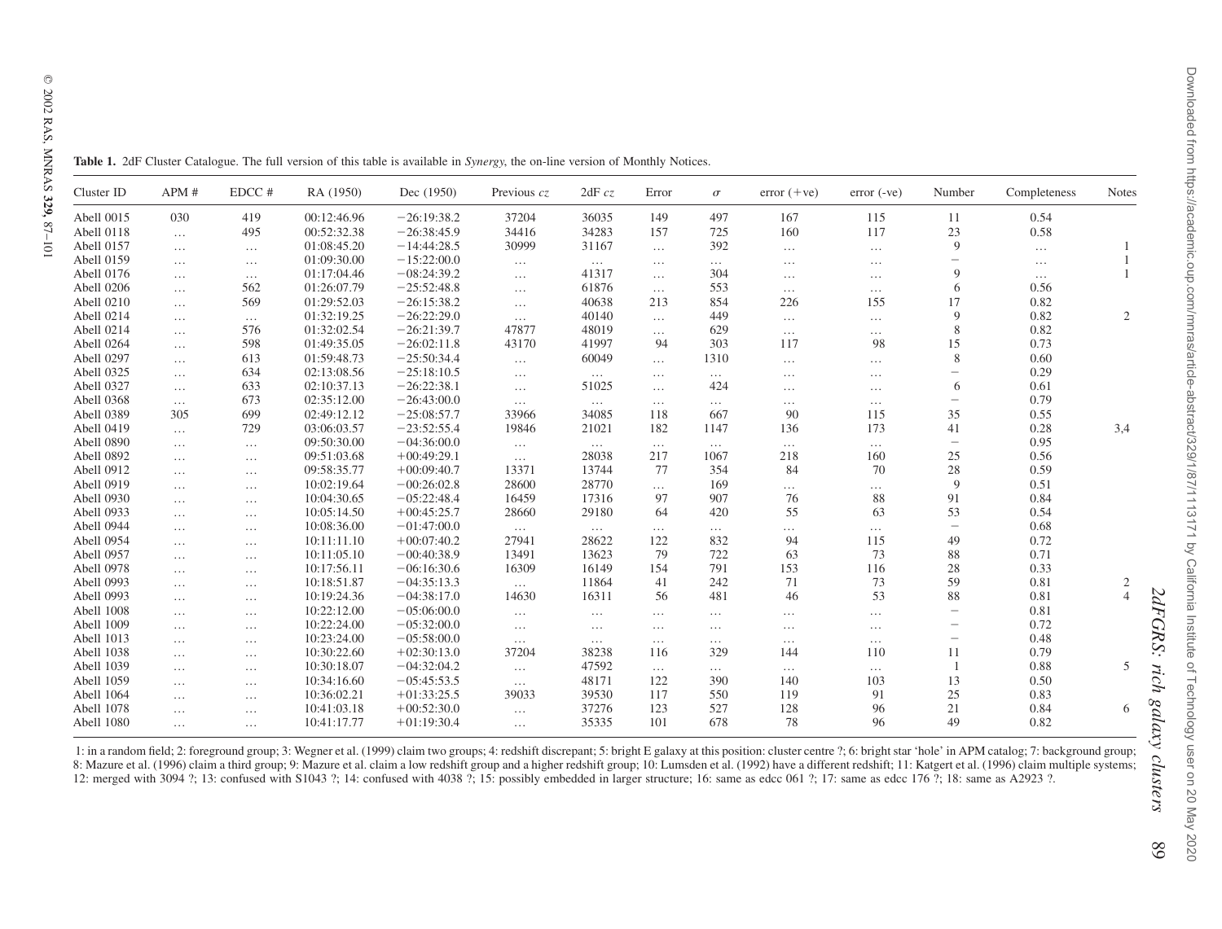**Table 1.** 2dF Cluster Catalogue. The full version of this table is available in *Synergy*, the on-line version of Monthly Notices.

| Cluster ID | APM # | EDCC # | RA (1950) | Dec (1950) | Previous $cz$ | 2dF $cz$ | Error | $\sigma$ | error (+ve) | error (-ve) | Number | Completeness | Notes |
|---|---|---|---|---|---|---|---|---|---|---|---|---|---|
| Abell 0015 | 030 | 419 | 00:12:46.96 | −26:19:38.2 | 37204 | 36035 | 149 | 497 | 167 | 115 | 11 | 0.54 | |
| Abell 0118 | ... | 495 | 00:52:32.38 | −26:38:45.9 | 34416 | 34283 | 157 | 725 | 160 | 117 | 23 | 0.58 | |
| Abell 0157 | ... | ... | 01:08:45.20 | −14:44:28.5 | 30999 | 31167 | ... | 392 | ... | ... | 9 | ... | 1 |
| Abell 0159 | ... | ... | 01:09:30.00 | −15:22:00.0 | ... | ... | ... | ... | ... | ... | – | ... | 1 |
| Abell 0176 | ... | ... | 01:17:04.46 | −08:24:39.2 | ... | 41317 | ... | 304 | ... | ... | 9 | ... | 1 |
| Abell 0206 | ... | 562 | 01:26:07.79 | −25:52:48.8 | ... | 61876 | ... | 553 | ... | ... | 6 | 0.56 | |
| Abell 0210 | ... | 569 | 01:29:52.03 | −26:15:38.2 | ... | 40638 | 213 | 854 | 226 | 155 | 17 | 0.82 | |
| Abell 0214 | ... | ... | 01:32:19.25 | −26:22:29.0 | ... | 40140 | ... | 449 | ... | ... | 9 | 0.82 | 2 |
| Abell 0214 | ... | 576 | 01:32:02.54 | −26:21:39.7 | 47877 | 48019 | ... | 629 | ... | ... | 8 | 0.82 | |
| Abell 0264 | ... | 598 | 01:49:35.05 | −26:02:11.8 | 43170 | 41997 | 94 | 303 | 117 | 98 | 15 | 0.73 | |
| Abell 0297 | ... | 613 | 01:59:48.73 | −25:50:34.4 | ... | 60049 | ... | 1310 | ... | ... | 8 | 0.60 | |
| Abell 0325 | ... | 634 | 02:13:08.56 | −25:18:10.5 | ... | ... | ... | ... | ... | ... | – | 0.29 | |
| Abell 0327 | ... | 633 | 02:10:37.13 | −26:22:38.1 | ... | 51025 | ... | 424 | ... | ... | 6 | 0.61 | |
| Abell 0368 | ... | 673 | 02:35:12.00 | −26:43:00.0 | ... | ... | ... | ... | ... | ... | – | 0.79 | |
| Abell 0389 | 305 | 699 | 02:49:12.12 | −25:08:57.7 | 33966 | 34085 | 118 | 667 | 90 | 115 | 35 | 0.55 | |
| Abell 0419 | ... | 729 | 03:06:03.57 | −23:52:55.4 | 19846 | 21021 | 182 | 1147 | 136 | 173 | 41 | 0.28 | 3,4 |
| Abell 0890 | ... | ... | 09:50:30.00 | −04:36:00.0 | ... | ... | ... | ... | ... | ... | – | 0.95 | |
| Abell 0892 | ... | ... | 09:51:03.68 | +00:49:29.1 | ... | 28038 | 217 | 1067 | 218 | 160 | 25 | 0.56 | |
| Abell 0912 | ... | ... | 09:58:35.77 | +00:09:40.7 | 13371 | 13744 | 77 | 354 | 84 | 70 | 28 | 0.59 | |
| Abell 0919 | ... | ... | 10:02:19.64 | −00:26:02.8 | 28600 | 28770 | ... | 169 | ... | ... | 9 | 0.51 | |
| Abell 0930 | ... | ... | 10:04:30.65 | −05:22:48.4 | 16459 | 17316 | 97 | 907 | 76 | 88 | 91 | 0.84 | |
| Abell 0933 | ... | ... | 10:05:14.50 | +00:45:25.7 | 28660 | 29180 | 64 | 420 | 55 | 63 | 53 | 0.54 | |
| Abell 0944 | ... | ... | 10:08:36.00 | −01:47:00.0 | ... | ... | ... | ... | ... | ... | – | 0.68 | |
| Abell 0954 | ... | ... | 10:11:11.10 | +00:07:40.2 | 27941 | 28622 | 122 | 832 | 94 | 115 | 49 | 0.72 | |
| Abell 0957 | ... | ... | 10:11:05.10 | −00:40:38.9 | 13491 | 13623 | 79 | 722 | 63 | 73 | 88 | 0.71 | |
| Abell 0978 | ... | ... | 10:17:56.11 | −06:16:30.6 | 16309 | 16149 | 154 | 791 | 153 | 116 | 28 | 0.33 | |
| Abell 0993 | ... | ... | 10:18:51.87 | −04:35:13.3 | ... | 11864 | 41 | 242 | 71 | 73 | 59 | 0.81 | 2 |
| Abell 0993 | ... | ... | 10:19:24.36 | −04:38:17.0 | 14630 | 16311 | 56 | 481 | 46 | 53 | 88 | 0.81 | 4 |
| Abell 1008 | ... | ... | 10:22:12.00 | −05:06:00.0 | ... | ... | ... | ... | ... | ... | – | 0.81 | |
| Abell 1009 | ... | ... | 10:22:24.00 | −05:32:00.0 | ... | ... | ... | ... | ... | ... | – | 0.72 | |
| Abell 1013 | ... | ... | 10:23:24.00 | −05:58:00.0 | ... | ... | ... | ... | ... | ... | – | 0.48 | |
| Abell 1038 | ... | ... | 10:30:22.60 | +02:30:13.0 | 37204 | 38238 | 116 | 329 | 144 | 110 | 11 | 0.79 | |
| Abell 1039 | ... | ... | 10:30:18.07 | −04:32:04.2 | ... | 47592 | ... | ... | ... | ... | 1 | 0.88 | 5 |
| Abell 1059 | ... | ... | 10:34:16.60 | −05:45:53.5 | ... | 48171 | 122 | 390 | 140 | 103 | 13 | 0.50 | |
| Abell 1064 | ... | ... | 10:36:02.21 | +01:33:25.5 | 39033 | 39530 | 117 | 550 | 119 | 91 | 25 | 0.83 | |
| Abell 1078 | ... | ... | 10:41:03.18 | +00:52:30.0 | ... | 37276 | 123 | 527 | 128 | 96 | 21 | 0.84 | 6 |
| Abell 1080 | ... | ... | 10:41:17.77 | +01:19:30.4 | ... | 35335 | 101 | 678 | 78 | 96 | 49 | 0.82 | |

1: in a random field; 2: foreground group; 3: Wegner et al. (1999) claim two groups; 4: redshift discrepant; 5: bright E galaxy at this position: cluster centre ?; 6: bright star 'hole' in APM catalog; 7: background group; 8: Mazure et al. (1996) claim a third group; 9: Mazure et al. claim a low redshift group and a higher redshift group; 10: Lumsden et al. (1992) have a different redshift; 11: Katgert et al. (1996) claim multiple systems; 12: merged with 3094 ?; 13: confused with S1043 ?; 14: confused with 4038 ?; 15: possibly embedded in larger structure; 16: same as edcc 061 ?; 17: same as edcc 176 ?; 18: same as A2923 ?.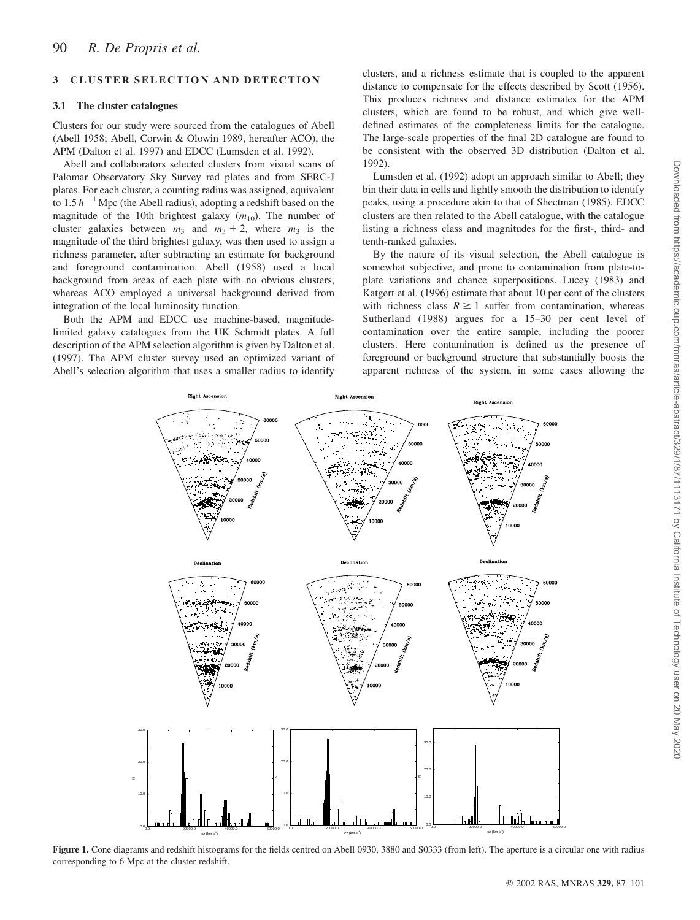## 3 CLUSTER SELECTION AND DETECTION

### 3.1 The cluster catalogues

Clusters for our study were sourced from the catalogues of Abell (Abell 1958; Abell, Corwin & Olowin 1989, hereafter ACO), the APM (Dalton et al. 1997) and EDCC (Lumsden et al. 1992).

Abell and collaborators selected clusters from visual scans of Palomar Observatory Sky Survey red plates and from SERC-J plates. For each cluster, a counting radius was assigned, equivalent to $1.5\,h^{-1}$ Mpc (the Abell radius), adopting a redshift based on the magnitude of the 10th brightest galaxy ($m_{10}$). The number of cluster galaxies between $m_3$ and $m_3 + 2$, where $m_3$ is the magnitude of the third brightest galaxy, was then used to assign a richness parameter, after subtracting an estimate for background and foreground contamination. Abell (1958) used a local background from areas of each plate with no obvious clusters, whereas ACO employed a universal background derived from integration of the local luminosity function.

Both the APM and EDCC use machine-based, magnitude-limited galaxy catalogues from the UK Schmidt plates. A full description of the APM selection algorithm is given by Dalton et al. (1997). The APM cluster survey used an optimized variant of Abell's selection algorithm that uses a smaller radius to identify clusters, and a richness estimate that is coupled to the apparent distance to compensate for the effects described by Scott (1956). This produces richness and distance estimates for the APM clusters, which are found to be robust, and which give well-defined estimates of the completeness limits for the catalogue. The large-scale properties of the final 2D catalogue are found to be consistent with the observed 3D distribution (Dalton et al. 1992).

Lumsden et al. (1992) adopt an approach similar to Abell; they bin their data in cells and lightly smooth the distribution to identify peaks, using a procedure akin to that of Shectman (1985). EDCC clusters are then related to the Abell catalogue, with the catalogue listing a richness class and magnitudes for the first-, third- and tenth-ranked galaxies.

By the nature of its visual selection, the Abell catalogue is somewhat subjective, and prone to contamination from plate-to-plate variations and chance superpositions. Lucey (1983) and Katgert et al. (1996) estimate that about 10 per cent of the clusters with richness class $R \geq 1$ suffer from contamination, whereas Sutherland (1988) argues for a 15–30 per cent level of contamination over the entire sample, including the poorer clusters. Here contamination is defined as the presence of foreground or background structure that substantially boosts the apparent richness of the system, in some cases allowing the

**Figure 1.** Cone diagrams and redshift histograms for the fields centred on Abell 0930, 3880 and S0333 (from left). The aperture is a circular one with radius corresponding to 6 Mpc at the cluster redshift.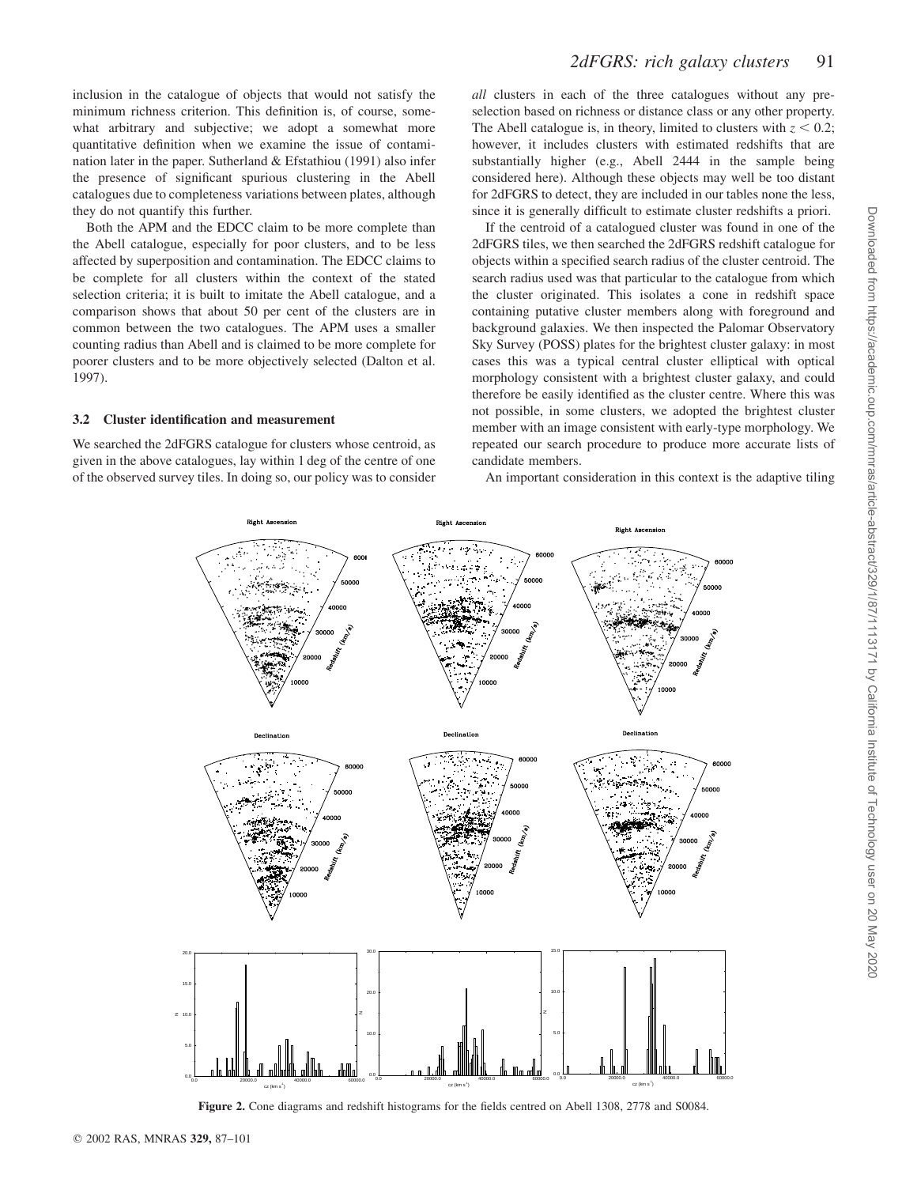inclusion in the catalogue of objects that would not satisfy the minimum richness criterion. This definition is, of course, somewhat arbitrary and subjective; we adopt a somewhat more quantitative definition when we examine the issue of contamination later in the paper. Sutherland & Efstathiou (1991) also infer the presence of significant spurious clustering in the Abell catalogues due to completeness variations between plates, although they do not quantify this further.

Both the APM and the EDCC claim to be more complete than the Abell catalogue, especially for poor clusters, and to be less affected by superposition and contamination. The EDCC claims to be complete for all clusters within the context of the stated selection criteria; it is built to imitate the Abell catalogue, and a comparison shows that about 50 per cent of the clusters are in common between the two catalogues. The APM uses a smaller counting radius than Abell and is claimed to be more complete for poorer clusters and to be more objectively selected (Dalton et al. 1997).

### 3.2 Cluster identification and measurement

We searched the 2dFGRS catalogue for clusters whose centroid, as given in the above catalogues, lay within 1 deg of the centre of one of the observed survey tiles. In doing so, our policy was to consider *all* clusters in each of the three catalogues without any preselection based on richness or distance class or any other property. The Abell catalogue is, in theory, limited to clusters with $z < 0.2$; however, it includes clusters with estimated redshifts that are substantially higher (e.g., Abell 2444 in the sample being considered here). Although these objects may well be too distant for 2dFGRS to detect, they are included in our tables none the less, since it is generally difficult to estimate cluster redshifts a priori.

If the centroid of a catalogued cluster was found in one of the 2dFGRS tiles, we then searched the 2dFGRS redshift catalogue for objects within a specified search radius of the cluster centroid. The search radius used was that particular to the catalogue from which the cluster originated. This isolates a cone in redshift space containing putative cluster members along with foreground and background galaxies. We then inspected the Palomar Observatory Sky Survey (POSS) plates for the brightest cluster galaxy: in most cases this was a typical central cluster elliptical with optical morphology consistent with a brightest cluster galaxy, and could therefore be easily identified as the cluster centre. Where this was not possible, in some clusters, we adopted the brightest cluster member with an image consistent with early-type morphology. We repeated our search procedure to produce more accurate lists of candidate members.

An important consideration in this context is the adaptive tiling

**Figure 2.** Cone diagrams and redshift histograms for the fields centred on Abell 1308, 2778 and S0084.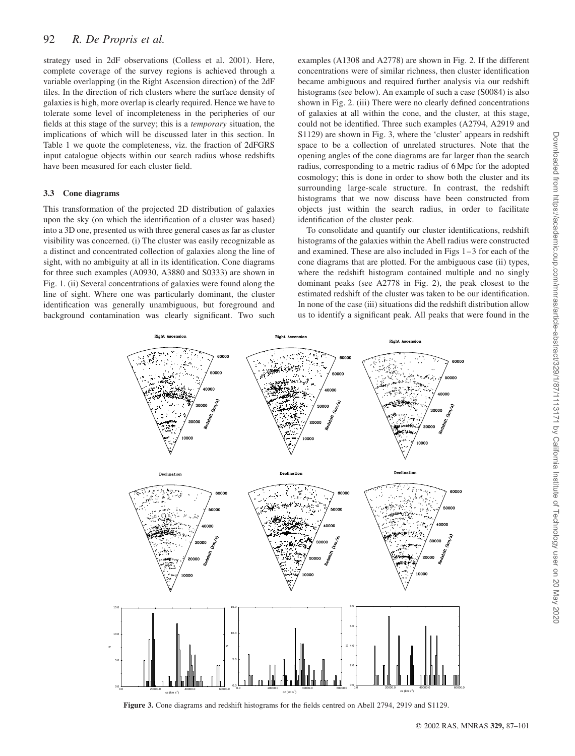strategy used in 2dF observations (Colless et al. 2001). Here, complete coverage of the survey regions is achieved through a variable overlapping (in the Right Ascension direction) of the 2dF tiles. In the direction of rich clusters where the surface density of galaxies is high, more overlap is clearly required. Hence we have to tolerate some level of incompleteness in the peripheries of our fields at this stage of the survey; this is a *temporary* situation, the implications of which will be discussed later in this section. In Table 1 we quote the completeness, viz. the fraction of 2dFGRS input catalogue objects within our search radius whose redshifts have been measured for each cluster field.

### 3.3 Cone diagrams

This transformation of the projected 2D distribution of galaxies upon the sky (on which the identification of a cluster was based) into a 3D one, presented us with three general cases as far as cluster visibility was concerned. (i) The cluster was easily recognizable as a distinct and concentrated collection of galaxies along the line of sight, with no ambiguity at all in its identification. Cone diagrams for three such examples (A0930, A3880 and S0333) are shown in Fig. 1. (ii) Several concentrations of galaxies were found along the line of sight. Where one was particularly dominant, the cluster identification was generally unambiguous, but foreground and background contamination was clearly significant. Two such examples (A1308 and A2778) are shown in Fig. 2. If the different concentrations were of similar richness, then cluster identification became ambiguous and required further analysis via our redshift histograms (see below). An example of such a case (S0084) is also shown in Fig. 2. (iii) There were no clearly defined concentrations of galaxies at all within the cone, and the cluster, at this stage, could not be identified. Three such examples (A2794, A2919 and S1129) are shown in Fig. 3, where the 'cluster' appears in redshift space to be a collection of unrelated structures. Note that the opening angles of the cone diagrams are far larger than the search radius, corresponding to a metric radius of 6 Mpc for the adopted cosmology; this is done in order to show both the cluster and its surrounding large-scale structure. In contrast, the redshift histograms that we now discuss have been constructed from objects just within the search radius, in order to facilitate identification of the cluster peak.

To consolidate and quantify our cluster identifications, redshift histograms of the galaxies within the Abell radius were constructed and examined. These are also included in Figs 1–3 for each of the cone diagrams that are plotted. For the ambiguous case (ii) types, where the redshift histogram contained multiple and no singly dominant peaks (see A2778 in Fig. 2), the peak closest to the estimated redshift of the cluster was taken to be our identification. In none of the case (iii) situations did the redshift distribution allow us to identify a significant peak. All peaks that were found in the

**Figure 3.** Cone diagrams and redshift histograms for the fields centred on Abell 2794, 2919 and S1129.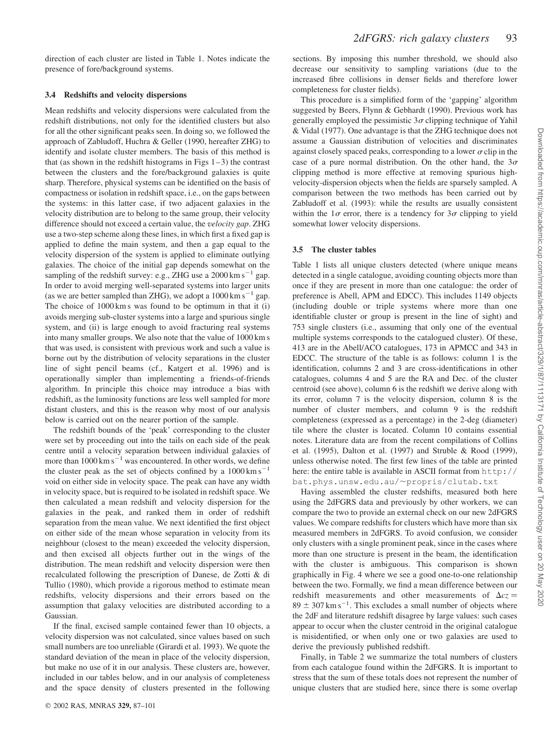direction of each cluster are listed in Table 1. Notes indicate the presence of fore/background systems.

### 3.4 Redshifts and velocity dispersions

Mean redshifts and velocity dispersions were calculated from the redshift distributions, not only for the identified clusters but also for all the other significant peaks seen. In doing so, we followed the approach of Zabludoff, Huchra & Geller (1990, hereafter ZHG) to identify and isolate cluster members. The basis of this method is that (as shown in the redshift histograms in Figs 1–3) the contrast between the clusters and the fore/background galaxies is quite sharp. Therefore, physical systems can be identified on the basis of compactness or isolation in redshift space, i.e., on the gaps between the systems: in this latter case, if two adjacent galaxies in the velocity distribution are to belong to the same group, their velocity difference should not exceed a certain value, the *velocity gap*. ZHG use a two-step scheme along these lines, in which first a fixed gap is applied to define the main system, and then a gap equal to the velocity dispersion of the system is applied to eliminate outlying galaxies. The choice of the initial gap depends somewhat on the sampling of the redshift survey: e.g., ZHG use a $2000\,\mathrm{km\,s^{-1}}$ gap. In order to avoid merging well-separated systems into larger units (as we are better sampled than ZHG), we adopt a $1000\,\mathrm{km\,s^{-1}}$ gap. The choice of 1000 km s was found to be optimum in that it (i) avoids merging sub-cluster systems into a large and spurious single system, and (ii) is large enough to avoid fracturing real systems into many smaller groups. We also note that the value of 1000 km s that was used, is consistent with previous work and such a value is borne out by the distribution of velocity separations in the cluster line of sight pencil beams (cf., Katgert et al. 1996) and is operationally simpler than implementing a friends-of-friends algorithm. In principle this choice may introduce a bias with redshift, as the luminosity functions are less well sampled for more distant clusters, and this is the reason why most of our analysis below is carried out on the nearer portion of the sample.

The redshift bounds of the 'peak' corresponding to the cluster were set by proceeding out into the tails on each side of the peak centre until a velocity separation between individual galaxies of more than $1000\,\mathrm{km\,s^{-1}}$ was encountered. In other words, we define the cluster peak as the set of objects confined by a $1000\,\mathrm{km\,s^{-1}}$ void on either side in velocity space. The peak can have any width in velocity space, but is required to be isolated in redshift space. We then calculated a mean redshift and velocity dispersion for the galaxies in the peak, and ranked them in order of redshift separation from the mean value. We next identified the first object on either side of the mean whose separation in velocity from its neighbour (closest to the mean) exceeded the velocity dispersion, and then excised all objects further out in the wings of the distribution. The mean redshift and velocity dispersion were then recalculated following the prescription of Danese, de Zotti & di Tullio (1980), which provide a rigorous method to estimate mean redshifts, velocity dispersions and their errors based on the assumption that galaxy velocities are distributed according to a Gaussian.

If the final, excised sample contained fewer than 10 objects, a velocity dispersion was not calculated, since values based on such small numbers are too unreliable (Girardi et al. 1993). We quote the standard deviation of the mean in place of the velocity dispersion, but make no use of it in our analysis. These clusters are, however, included in our tables below, and in our analysis of completeness and the space density of clusters presented in the following sections. By imposing this number threshold, we should also decrease our sensitivity to sampling variations (due to the increased fibre collisions in denser fields and therefore lower completeness for cluster fields).

This procedure is a simplified form of the 'gapping' algorithm suggested by Beers, Flynn & Gebhardt (1990). Previous work has generally employed the pessimistic $3\sigma$ clipping technique of Yahil & Vidal (1977). One advantage is that the ZHG technique does not assume a Gaussian distribution of velocities and discriminates against closely spaced peaks, corresponding to a lower $\sigma$ clip in the case of a pure normal distribution. On the other hand, the $3\sigma$ clipping method is more effective at removing spurious high-velocity-dispersion objects when the fields are sparsely sampled. A comparison between the two methods has been carried out by Zabludoff et al. (1993): while the results are usually consistent within the $1\sigma$ error, there is a tendency for $3\sigma$ clipping to yield somewhat lower velocity dispersions.

### 3.5 The cluster tables

Table 1 lists all unique clusters detected (where unique means detected in a single catalogue, avoiding counting objects more than once if they are present in more than one catalogue: the order of preference is Abell, APM and EDCC). This includes 1149 objects (including double or triple systems where more than one identifiable cluster or group is present in the line of sight) and 753 single clusters (i.e., assuming that only one of the eventual multiple systems corresponds to the catalogued cluster). Of these, 413 are in the Abell/ACO catalogues, 173 in APMCC and 343 in EDCC. The structure of the table is as follows: column 1 is the identification, columns 2 and 3 are cross-identifications in other catalogues, columns 4 and 5 are the RA and Dec. of the cluster centroid (see above), column 6 is the redshift we derive along with its error, column 7 is the velocity dispersion, column 8 is the number of cluster members, and column 9 is the redshift completeness (expressed as a percentage) in the 2-deg (diameter) tile where the cluster is located. Column 10 contains essential notes. Literature data are from the recent compilations of Collins et al. (1995), Dalton et al. (1997) and Struble & Rood (1999), unless otherwise noted. The first few lines of the table are printed here: the entire table is available in ASCII format from `http://bat.phys.unsw.edu.au/~propris/clutab.txt`

Having assembled the cluster redshifts, measured both here using the 2dFGRS data and previously by other workers, we can compare the two to provide an external check on our new 2dFGRS values. We compare redshifts for clusters which have more than six measured members in 2dFGRS. To avoid confusion, we consider only clusters with a single prominent peak, since in the cases where more than one structure is present in the beam, the identification with the cluster is ambiguous. This comparison is shown graphically in Fig. 4 where we see a good one-to-one relationship between the two. Formally, we find a mean difference between our redshift measurements and other measurements of $\Delta cz = 89 \pm 307\,\mathrm{km\,s^{-1}}$. This excludes a small number of objects where the 2dF and literature redshift disagree by large values: such cases appear to occur when the cluster centroid in the original catalogue is misidentified, or when only one or two galaxies are used to derive the previously published redshift.

Finally, in Table 2 we summarize the total numbers of clusters from each catalogue found within the 2dFGRS. It is important to stress that the sum of these totals does not represent the number of unique clusters that are studied here, since there is some overlap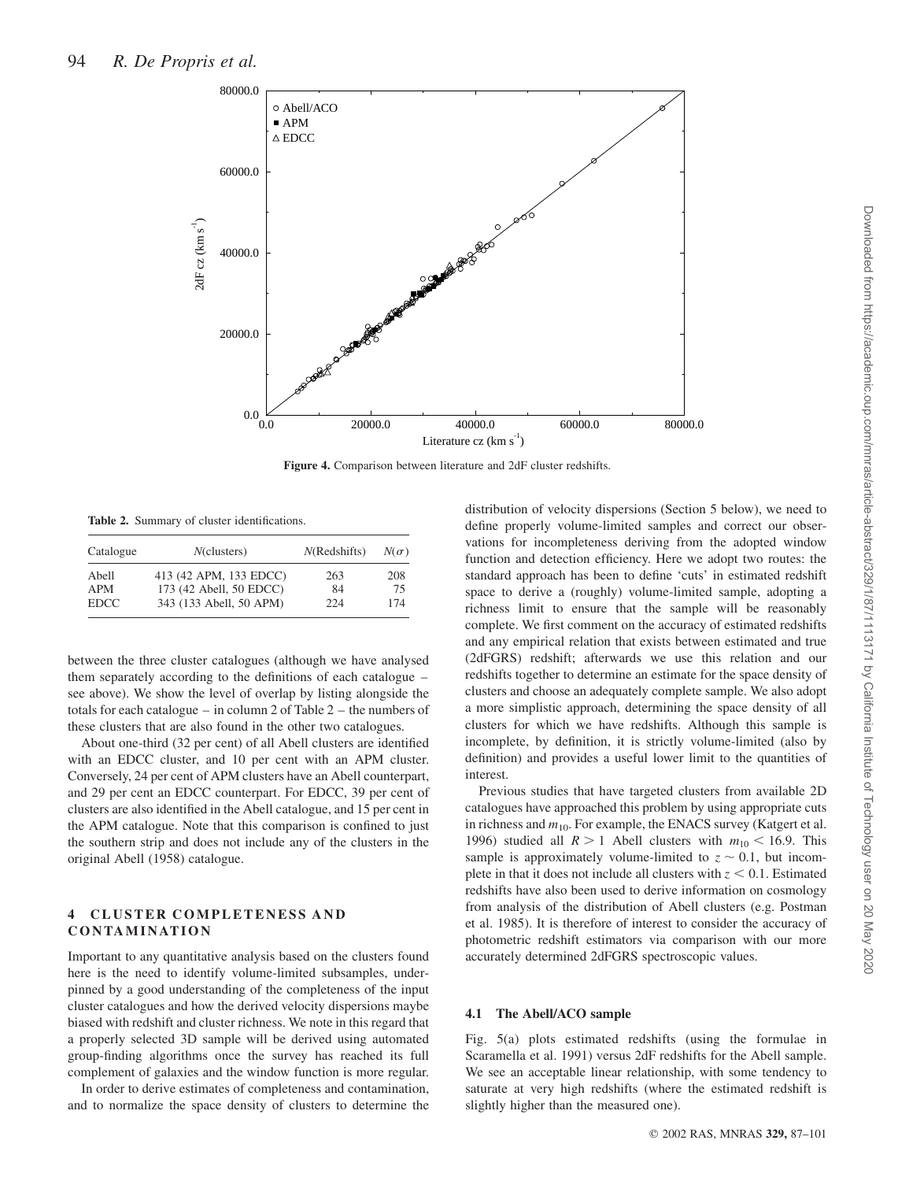**Figure 4.** Comparison between literature and 2dF cluster redshifts.

**Table 2.** Summary of cluster identifications.

| Catalogue | $N$(clusters) | $N$(Redshifts) | $N(\sigma)$ |
|---|---|---|---|
| Abell | 413 (42 APM, 133 EDCC) | 263 | 208 |
| APM | 173 (42 Abell, 50 EDCC) | 84 | 75 |
| EDCC | 343 (133 Abell, 50 APM) | 224 | 174 |

between the three cluster catalogues (although we have analysed them separately according to the definitions of each catalogue – see above). We show the level of overlap by listing alongside the totals for each catalogue – in column 2 of Table 2 – the numbers of these clusters that are also found in the other two catalogues.

About one-third (32 per cent) of all Abell clusters are identified with an EDCC cluster, and 10 per cent with an APM cluster. Conversely, 24 per cent of APM clusters have an Abell counterpart, and 29 per cent an EDCC counterpart. For EDCC, 39 per cent of clusters are also identified in the Abell catalogue, and 15 per cent in the APM catalogue. Note that this comparison is confined to just the southern strip and does not include any of the clusters in the original Abell (1958) catalogue.

## 4 CLUSTER COMPLETENESS AND CONTAMINATION

Important to any quantitative analysis based on the clusters found here is the need to identify volume-limited subsamples, underpinned by a good understanding of the completeness of the input cluster catalogues and how the derived velocity dispersions maybe biased with redshift and cluster richness. We note in this regard that a properly selected 3D sample will be derived using automated group-finding algorithms once the survey has reached its full complement of galaxies and the window function is more regular.

In order to derive estimates of completeness and contamination, and to normalize the space density of clusters to determine the distribution of velocity dispersions (Section 5 below), we need to define properly volume-limited samples and correct our observations for incompleteness deriving from the adopted window function and detection efficiency. Here we adopt two routes: the standard approach has been to define 'cuts' in estimated redshift space to derive a (roughly) volume-limited sample, adopting a richness limit to ensure that the sample will be reasonably complete. We first comment on the accuracy of estimated redshifts and any empirical relation that exists between estimated and true (2dFGRS) redshift; afterwards we use this relation and our redshifts together to determine an estimate for the space density of clusters and choose an adequately complete sample. We also adopt a more simplistic approach, determining the space density of all clusters for which we have redshifts. Although this sample is incomplete, by definition, it is strictly volume-limited (also by definition) and provides a useful lower limit to the quantities of interest.

Previous studies that have targeted clusters from available 2D catalogues have approached this problem by using appropriate cuts in richness and $m_{10}$. For example, the ENACS survey (Katgert et al. 1996) studied all $R > 1$ Abell clusters with $m_{10} < 16.9$. This sample is approximately volume-limited to $z \sim 0.1$, but incomplete in that it does not include all clusters with $z < 0.1$. Estimated redshifts have also been used to derive information on cosmology from analysis of the distribution of Abell clusters (e.g. Postman et al. 1985). It is therefore of interest to consider the accuracy of photometric redshift estimators via comparison with our more accurately determined 2dFGRS spectroscopic values.

### 4.1 The Abell/ACO sample

Fig. 5(a) plots estimated redshifts (using the formulae in Scaramella et al. 1991) versus 2dF redshifts for the Abell sample. We see an acceptable linear relationship, with some tendency to saturate at very high redshifts (where the estimated redshift is slightly higher than the measured one).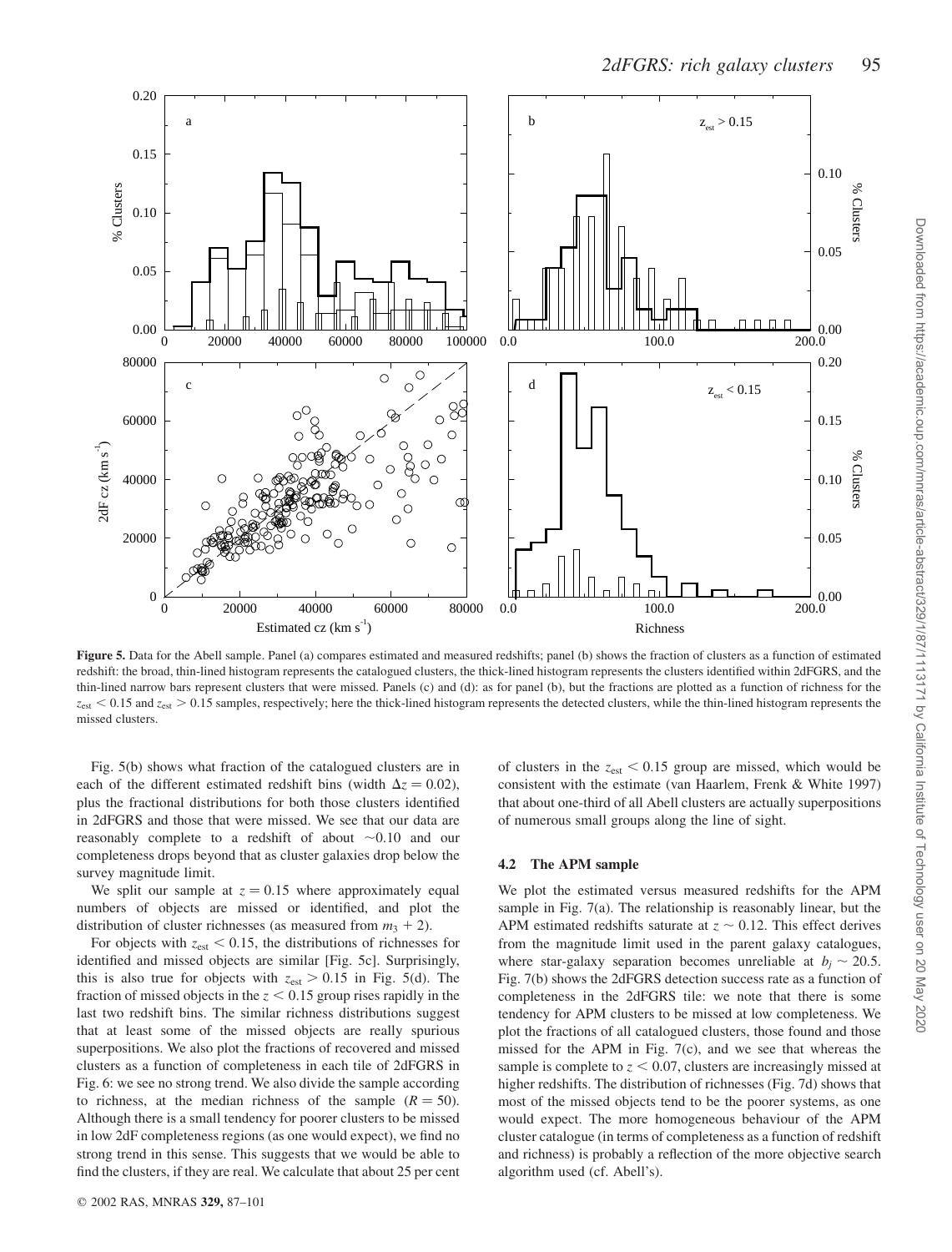**Figure 5.** Data for the Abell sample. Panel (a) compares estimated and measured redshifts; panel (b) shows the fraction of clusters as a function of estimated redshift: the broad, thin-lined histogram represents the catalogued clusters, the thick-lined histogram represents the clusters identified within 2dFGRS, and the thin-lined narrow bars represent clusters that were missed. Panels (c) and (d): as for panel (b), but the fractions are plotted as a function of richness for the $z_{\rm est} < 0.15$ and $z_{\rm est} > 0.15$ samples, respectively; here the thick-lined histogram represents the detected clusters, while the thin-lined histogram represents the missed clusters.

Fig. 5(b) shows what fraction of the catalogued clusters are in each of the different estimated redshift bins (width $\Delta z = 0.02$), plus the fractional distributions for both those clusters identified in 2dFGRS and those that were missed. We see that our data are reasonably complete to a redshift of about $\sim$0.10 and our completeness drops beyond that as cluster galaxies drop below the survey magnitude limit.

We split our sample at $z = 0.15$ where approximately equal numbers of objects are missed or identified, and plot the distribution of cluster richnesses (as measured from $m_3 + 2$).

For objects with $z_{\rm est} < 0.15$, the distributions of richnesses for identified and missed objects are similar [Fig. 5c]. Surprisingly, this is also true for objects with $z_{\rm est} > 0.15$ in Fig. 5(d). The fraction of missed objects in the $z < 0.15$ group rises rapidly in the last two redshift bins. The similar richness distributions suggest that at least some of the missed objects are really spurious superpositions. We also plot the fractions of recovered and missed clusters as a function of completeness in each tile of 2dFGRS in Fig. 6: we see no strong trend. We also divide the sample according to richness, at the median richness of the sample ($R = 50$). Although there is a small tendency for poorer clusters to be missed in low 2dF completeness regions (as one would expect), we find no strong trend in this sense. This suggests that we would be able to find the clusters, if they are real. We calculate that about 25 per cent of clusters in the $z_{\rm est} < 0.15$ group are missed, which would be consistent with the estimate (van Haarlem, Frenk & White 1997) that about one-third of all Abell clusters are actually superpositions of numerous small groups along the line of sight.

### 4.2 The APM sample

We plot the estimated versus measured redshifts for the APM sample in Fig. 7(a). The relationship is reasonably linear, but the APM estimated redshifts saturate at $z \sim 0.12$. This effect derives from the magnitude limit used in the parent galaxy catalogues, where star-galaxy separation becomes unreliable at $b_j \sim 20.5$. Fig. 7(b) shows the 2dFGRS detection success rate as a function of completeness in the 2dFGRS tile: we note that there is some tendency for APM clusters to be missed at low completeness. We plot the fractions of all catalogued clusters, those found and those missed for the APM in Fig. 7(c), and we see that whereas the sample is complete to $z < 0.07$, clusters are increasingly missed at higher redshifts. The distribution of richnesses (Fig. 7d) shows that most of the missed objects tend to be the poorer systems, as one would expect. The more homogeneous behaviour of the APM cluster catalogue (in terms of completeness as a function of redshift and richness) is probably a reflection of the more objective search algorithm used (cf. Abell's).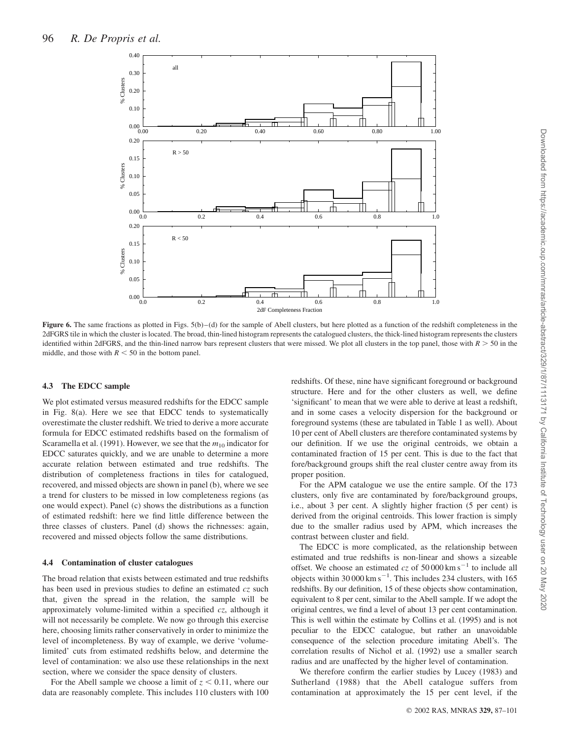**Figure 6.** The same fractions as plotted in Figs. 5(b)–(d) for the sample of Abell clusters, but here plotted as a function of the redshift completeness in the 2dFGRS tile in which the cluster is located. The broad, thin-lined histogram represents the catalogued clusters, the thick-lined histogram represents the clusters identified within 2dFGRS, and the thin-lined narrow bars represent clusters that were missed. We plot all clusters in the top panel, those with $R > 50$ in the middle, and those with $R < 50$ in the bottom panel.

### 4.3 The EDCC sample

We plot estimated versus measured redshifts for the EDCC sample in Fig. 8(a). Here we see that EDCC tends to systematically overestimate the cluster redshift. We tried to derive a more accurate formula for EDCC estimated redshifts based on the formalism of Scaramella et al. (1991). However, we see that the $m_{10}$ indicator for EDCC saturates quickly, and we are unable to determine a more accurate relation between estimated and true redshifts. The distribution of completeness fractions in tiles for catalogued, recovered, and missed objects are shown in panel (b), where we see a trend for clusters to be missed in low completeness regions (as one would expect). Panel (c) shows the distributions as a function of estimated redshift: here we find little difference between the three classes of clusters. Panel (d) shows the richnesses: again, recovered and missed objects follow the same distributions.

### 4.4 Contamination of cluster catalogues

The broad relation that exists between estimated and true redshifts has been used in previous studies to define an estimated $cz$ such that, given the spread in the relation, the sample will be approximately volume-limited within a specified $cz$, although it will not necessarily be complete. We now go through this exercise here, choosing limits rather conservatively in order to minimize the level of incompleteness. By way of example, we derive 'volume-limited' cuts from estimated redshifts below, and determine the level of contamination: we also use these relationships in the next section, where we consider the space density of clusters.

For the Abell sample we choose a limit of $z < 0.11$, where our data are reasonably complete. This includes 110 clusters with 100 redshifts. Of these, nine have significant foreground or background structure. Here and for the other clusters as well, we define 'significant' to mean that we were able to derive at least a redshift, and in some cases a velocity dispersion for the background or foreground systems (these are tabulated in Table 1 as well). About 10 per cent of Abell clusters are therefore contaminated systems by our definition. If we use the original centroids, we obtain a contaminated fraction of 15 per cent. This is due to the fact that fore/background groups shift the real cluster centre away from its proper position.

For the APM catalogue we use the entire sample. Of the 173 clusters, only five are contaminated by fore/background groups, i.e., about 3 per cent. A slightly higher fraction (5 per cent) is derived from the original centroids. This lower fraction is simply due to the smaller radius used by APM, which increases the contrast between cluster and field.

The EDCC is more complicated, as the relationship between estimated and true redshifts is non-linear and shows a sizeable offset. We choose an estimated $cz$ of 50 000 km s$^{-1}$ to include all objects within 30 000 km s$^{-1}$. This includes 234 clusters, with 165 redshifts. By our definition, 15 of these objects show contamination, equivalent to 8 per cent, similar to the Abell sample. If we adopt the original centres, we find a level of about 13 per cent contamination. This is well within the estimate by Collins et al. (1995) and is not peculiar to the EDCC catalogue, but rather an unavoidable consequence of the selection procedure imitating Abell's. The correlation results of Nichol et al. (1992) use a smaller search radius and are unaffected by the higher level of contamination.

We therefore confirm the earlier studies by Lucey (1983) and Sutherland (1988) that the Abell catalogue suffers from contamination at approximately the 15 per cent level, if the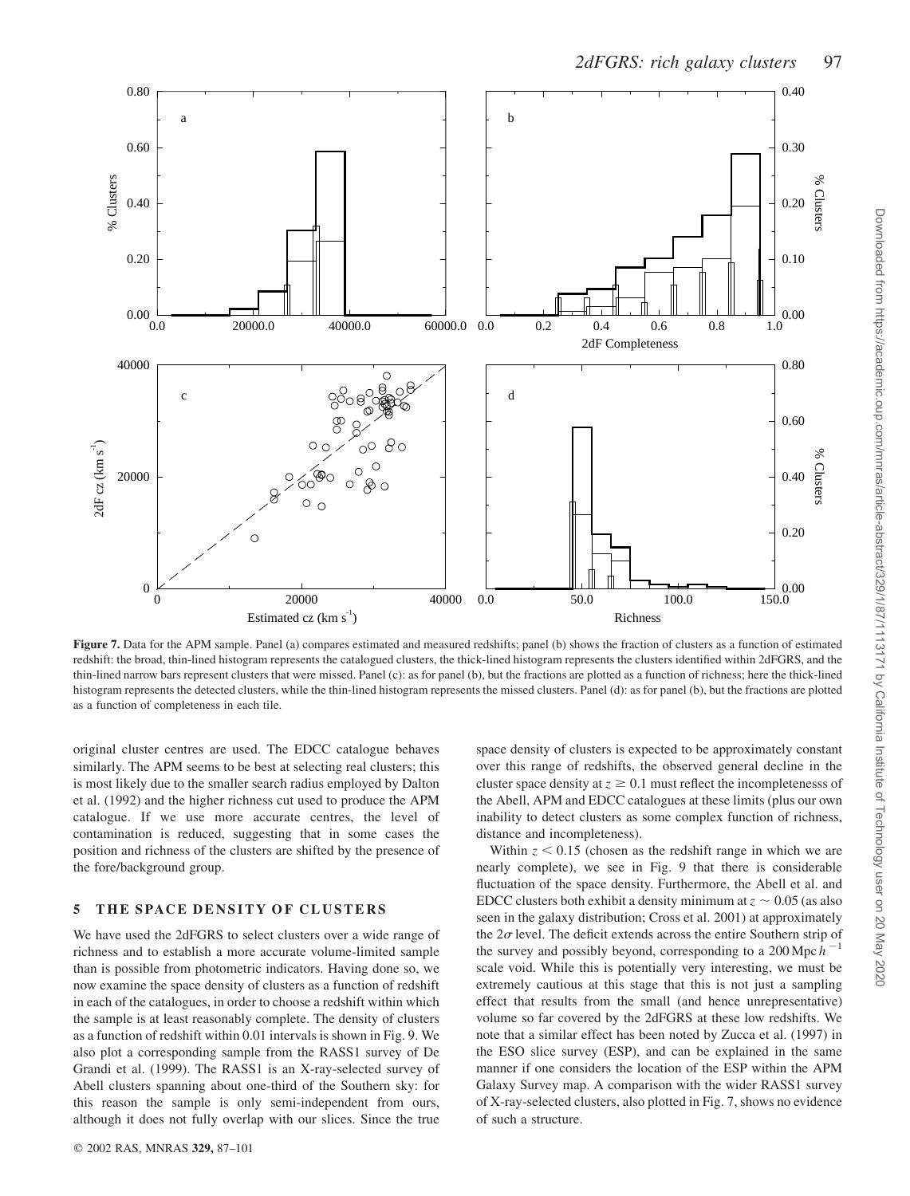**Figure 7.** Data for the APM sample. Panel (a) compares estimated and measured redshifts; panel (b) shows the fraction of clusters as a function of estimated redshift: the broad, thin-lined histogram represents the catalogued clusters, the thick-lined histogram represents the clusters identified within 2dFGRS, and the thin-lined narrow bars represent clusters that were missed. Panel (c): as for panel (b), but the fractions are plotted as a function of richness; here the thick-lined histogram represents the detected clusters, while the thin-lined histogram represents the missed clusters. Panel (d): as for panel (b), but the fractions are plotted as a function of completeness in each tile.

original cluster centres are used. The EDCC catalogue behaves similarly. The APM seems to be best at selecting real clusters; this is most likely due to the smaller search radius employed by Dalton et al. (1992) and the higher richness cut used to produce the APM catalogue. If we use more accurate centres, the level of contamination is reduced, suggesting that in some cases the position and richness of the clusters are shifted by the presence of the fore/background group.

## 5 THE SPACE DENSITY OF CLUSTERS

We have used the 2dFGRS to select clusters over a wide range of richness and to establish a more accurate volume-limited sample than is possible from photometric indicators. Having done so, we now examine the space density of clusters as a function of redshift in each of the catalogues, in order to choose a redshift within which the sample is at least reasonably complete. The density of clusters as a function of redshift within 0.01 intervals is shown in Fig. 9. We also plot a corresponding sample from the RASS1 survey of De Grandi et al. (1999). The RASS1 is an X-ray-selected survey of Abell clusters spanning about one-third of the Southern sky: for this reason the sample is only semi-independent from ours, although it does not fully overlap with our slices. Since the true space density of clusters is expected to be approximately constant over this range of redshifts, the observed general decline in the cluster space density at $z \geq 0.1$ must reflect the incompletenesss of the Abell, APM and EDCC catalogues at these limits (plus our own inability to detect clusters as some complex function of richness, distance and incompleteness).

Within $z < 0.15$ (chosen as the redshift range in which we are nearly complete), we see in Fig. 9 that there is considerable fluctuation of the space density. Furthermore, the Abell et al. and EDCC clusters both exhibit a density minimum at $z \sim 0.05$ (as also seen in the galaxy distribution; Cross et al. 2001) at approximately the $2\sigma$ level. The deficit extends across the entire Southern strip of the survey and possibly beyond, corresponding to a $200\,\mathrm{Mpc}\,h^{-1}$ scale void. While this is potentially very interesting, we must be extremely cautious at this stage that this is not just a sampling effect that results from the small (and hence unrepresentative) volume so far covered by the 2dFGRS at these low redshifts. We note that a similar effect has been noted by Zucca et al. (1997) in the ESO slice survey (ESP), and can be explained in the same manner if one considers the location of the ESP within the APM Galaxy Survey map. A comparison with the wider RASS1 survey of X-ray-selected clusters, also plotted in Fig. 7, shows no evidence of such a structure.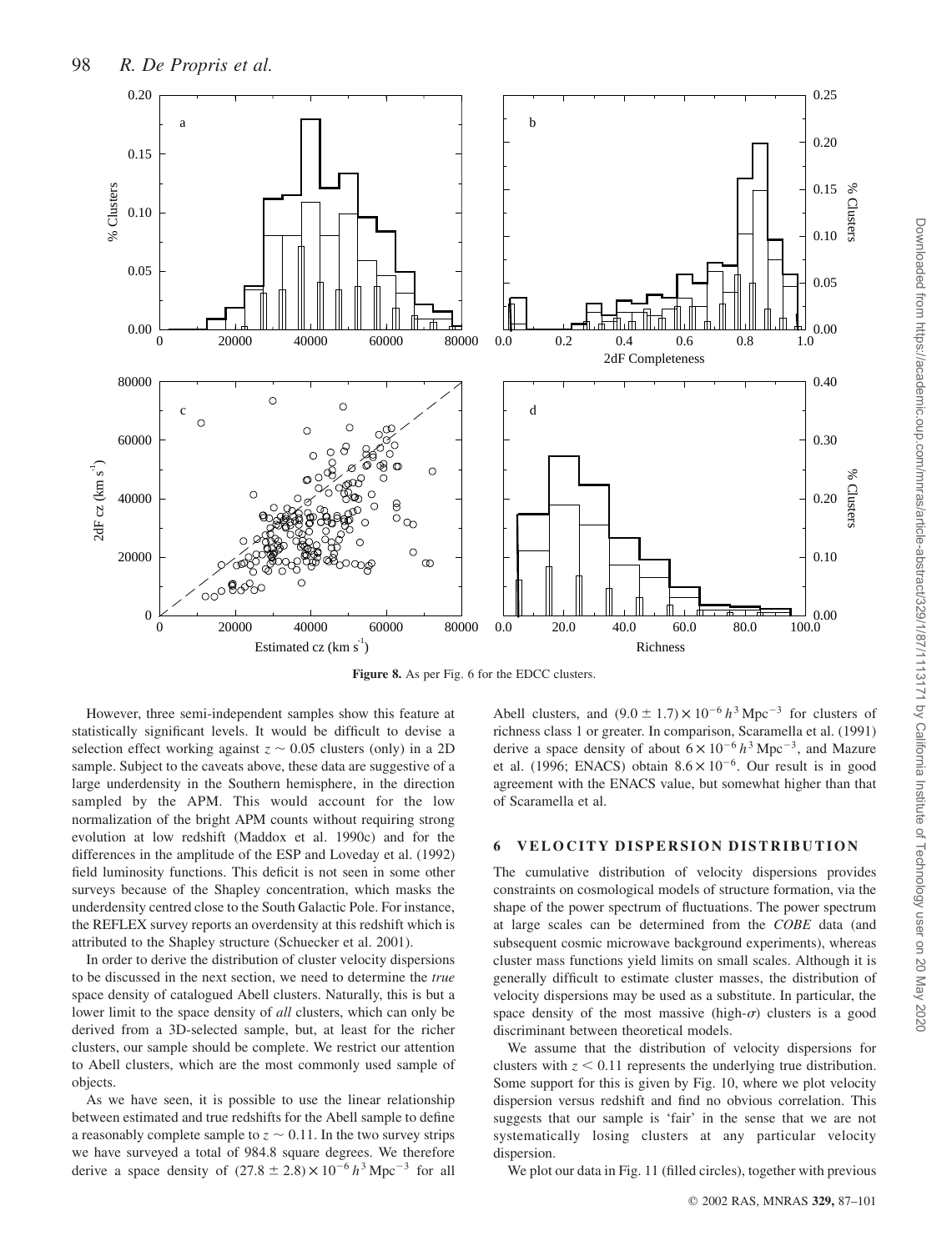**Figure 8.** As per Fig. 6 for the EDCC clusters.

However, three semi-independent samples show this feature at statistically significant levels. It would be difficult to devise a selection effect working against $z \sim 0.05$ clusters (only) in a 2D sample. Subject to the caveats above, these data are suggestive of a large underdensity in the Southern hemisphere, in the direction sampled by the APM. This would account for the low normalization of the bright APM counts without requiring strong evolution at low redshift (Maddox et al. 1990c) and for the differences in the amplitude of the ESP and Loveday et al. (1992) field luminosity functions. This deficit is not seen in some other surveys because of the Shapley concentration, which masks the underdensity centred close to the South Galactic Pole. For instance, the REFLEX survey reports an overdensity at this redshift which is attributed to the Shapley structure (Schuecker et al. 2001).

In order to derive the distribution of cluster velocity dispersions to be discussed in the next section, we need to determine the *true* space density of catalogued Abell clusters. Naturally, this is but a lower limit to the space density of *all* clusters, which can only be derived from a 3D-selected sample, but, at least for the richer clusters, our sample should be complete. We restrict our attention to Abell clusters, which are the most commonly used sample of objects.

As we have seen, it is possible to use the linear relationship between estimated and true redshifts for the Abell sample to define a reasonably complete sample to $z \sim 0.11$. In the two survey strips we have surveyed a total of 984.8 square degrees. We therefore derive a space density of $(27.8 \pm 2.8) \times 10^{-6}\, h^3\,\mathrm{Mpc}^{-3}$ for all Abell clusters, and $(9.0 \pm 1.7) \times 10^{-6}\, h^3\,\mathrm{Mpc}^{-3}$ for clusters of richness class 1 or greater. In comparison, Scaramella et al. (1991) derive a space density of about $6 \times 10^{-6}\, h^3\,\mathrm{Mpc}^{-3}$, and Mazure et al. (1996; ENACS) obtain $8.6 \times 10^{-6}$. Our result is in good agreement with the ENACS value, but somewhat higher than that of Scaramella et al.

## 6 VELOCITY DISPERSION DISTRIBUTION

The cumulative distribution of velocity dispersions provides constraints on cosmological models of structure formation, via the shape of the power spectrum of fluctuations. The power spectrum at large scales can be determined from the *COBE* data (and subsequent cosmic microwave background experiments), whereas cluster mass functions yield limits on small scales. Although it is generally difficult to estimate cluster masses, the distribution of velocity dispersions may be used as a substitute. In particular, the space density of the most massive (high-$\sigma$) clusters is a good discriminant between theoretical models.

We assume that the distribution of velocity dispersions for clusters with $z < 0.11$ represents the underlying true distribution. Some support for this is given by Fig. 10, where we plot velocity dispersion versus redshift and find no obvious correlation. This suggests that our sample is 'fair' in the sense that we are not systematically losing clusters at any particular velocity dispersion.

We plot our data in Fig. 11 (filled circles), together with previous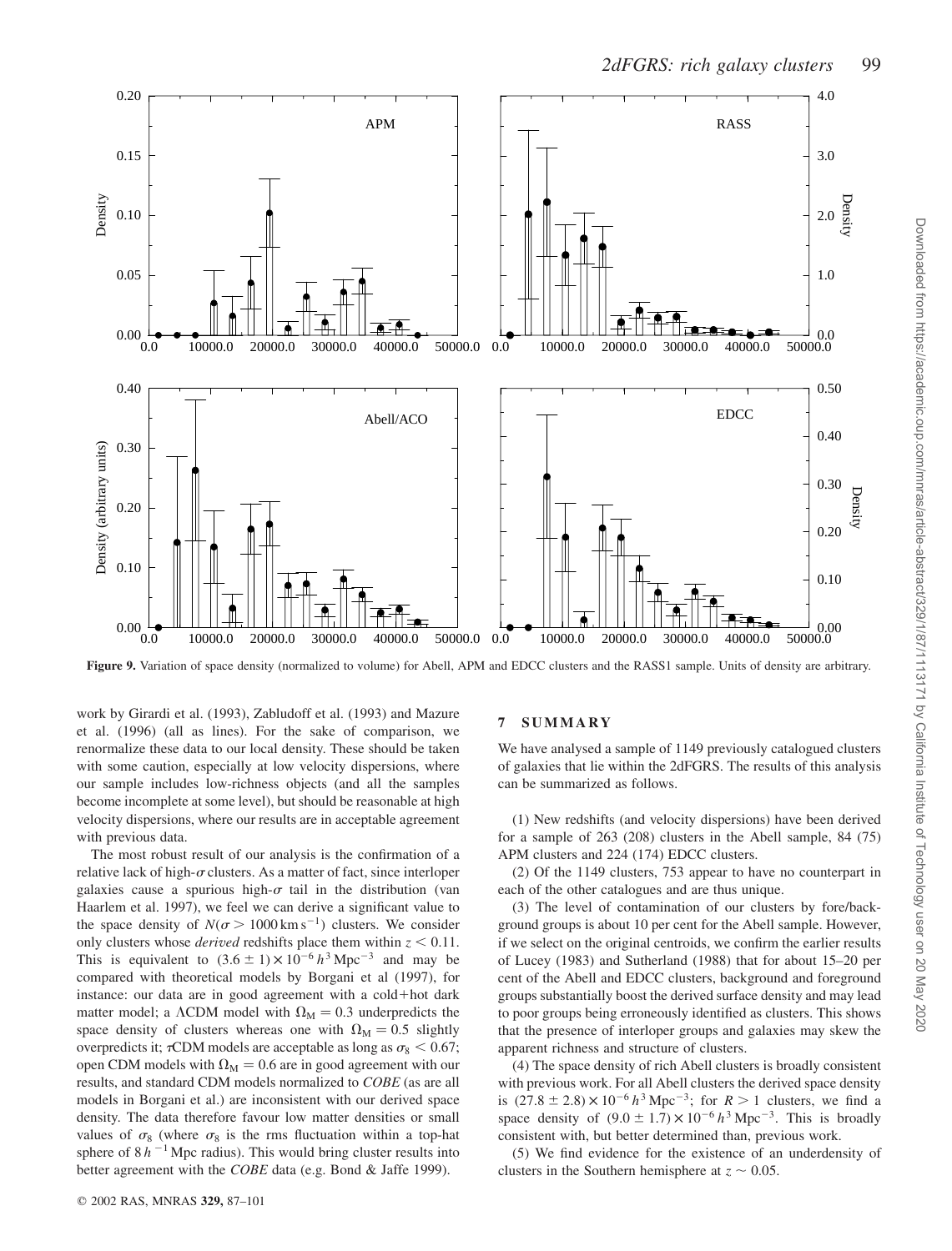Figure 9. Variation of space density (normalized to volume) for Abell, APM and EDCC clusters and the RASS1 sample. Units of density are arbitrary.

work by Girardi et al. (1993), Zabludoff et al. (1993) and Mazure et al. (1996) (all as lines). For the sake of comparison, we renormalize these data to our local density. These should be taken with some caution, especially at low velocity dispersions, where our sample includes low-richness objects (and all the samples become incomplete at some level), but should be reasonable at high velocity dispersions, where our results are in acceptable agreement with previous data.

The most robust result of our analysis is the confirmation of a relative lack of high-$\sigma$ clusters. As a matter of fact, since interloper galaxies cause a spurious high-$\sigma$ tail in the distribution (van Haarlem et al. 1997), we feel we can derive a significant value to the space density of $N(\sigma > 1000\,\mathrm{km\,s^{-1}})$ clusters. We consider only clusters whose *derived* redshifts place them within $z < 0.11$. This is equivalent to $(3.6 \pm 1) \times 10^{-6}\,h^3\,\mathrm{Mpc^{-3}}$ and may be compared with theoretical models by Borgani et al (1997), for instance: our data are in good agreement with a cold+hot dark matter model; a $\Lambda$CDM model with $\Omega_\mathrm{M} = 0.3$ underpredicts the space density of clusters whereas one with $\Omega_\mathrm{M} = 0.5$ slightly overpredicts it; $\tau$CDM models are acceptable as long as $\sigma_8 < 0.67$; open CDM models with $\Omega_\mathrm{M} = 0.6$ are in good agreement with our results, and standard CDM models normalized to *COBE* (as are all models in Borgani et al.) are inconsistent with our derived space density. The data therefore favour low matter densities or small values of $\sigma_8$ (where $\sigma_8$ is the rms fluctuation within a top-hat sphere of $8\,h^{-1}\,\mathrm{Mpc}$ radius). This would bring cluster results into better agreement with the *COBE* data (e.g. Bond & Jaffe 1999).

## 7 SUMMARY

We have analysed a sample of 1149 previously catalogued clusters of galaxies that lie within the 2dFGRS. The results of this analysis can be summarized as follows.

(1) New redshifts (and velocity dispersions) have been derived for a sample of 263 (208) clusters in the Abell sample, 84 (75) APM clusters and 224 (174) EDCC clusters.

(2) Of the 1149 clusters, 753 appear to have no counterpart in each of the other catalogues and are thus unique.

(3) The level of contamination of our clusters by fore/background groups is about 10 per cent for the Abell sample. However, if we select on the original centroids, we confirm the earlier results of Lucey (1983) and Sutherland (1988) that for about 15–20 per cent of the Abell and EDCC clusters, background and foreground groups substantially boost the derived surface density and may lead to poor groups being erroneously identified as clusters. This shows that the presence of interloper groups and galaxies may skew the apparent richness and structure of clusters.

(4) The space density of rich Abell clusters is broadly consistent with previous work. For all Abell clusters the derived space density is $(27.8 \pm 2.8) \times 10^{-6}\,h^3\,\mathrm{Mpc^{-3}}$; for $R > 1$ clusters, we find a space density of $(9.0 \pm 1.7) \times 10^{-6}\,h^3\,\mathrm{Mpc^{-3}}$. This is broadly consistent with, but better determined than, previous work.

(5) We find evidence for the existence of an underdensity of clusters in the Southern hemisphere at $z \sim 0.05$.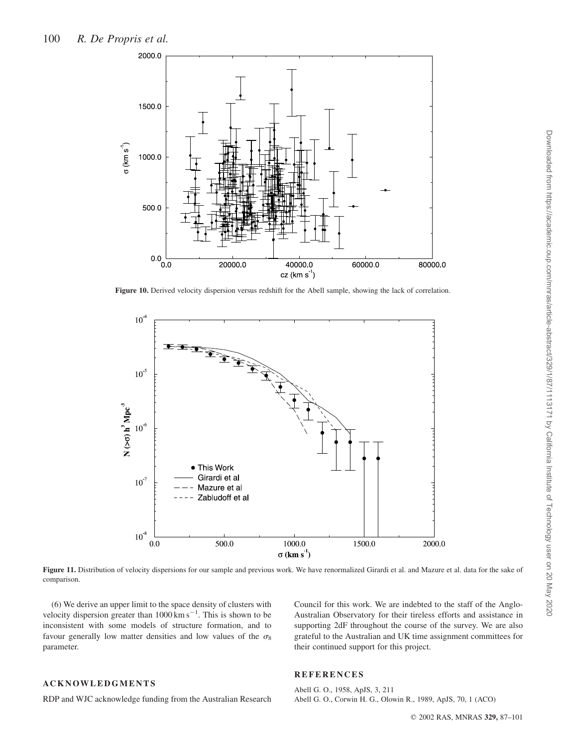**Figure 10.** Derived velocity dispersion versus redshift for the Abell sample, showing the lack of correlation.

**Figure 11.** Distribution of velocity dispersions for our sample and previous work. We have renormalized Girardi et al. and Mazure et al. data for the sake of comparison.

(6) We derive an upper limit to the space density of clusters with velocity dispersion greater than $1000\,\mathrm{km\,s^{-1}}$. This is shown to be inconsistent with some models of structure formation, and to favour generally low matter densities and low values of the $\sigma_8$ parameter.

## ACKNOWLEDGMENTS

RDP and WJC acknowledge funding from the Australian Research Council for this work. We are indebted to the staff of the Anglo-Australian Observatory for their tireless efforts and assistance in supporting 2dF throughout the course of the survey. We are also grateful to the Australian and UK time assignment committees for their continued support for this project.

## REFERENCES

Abell G. O., 1958, ApJS, 3, 211

Abell G. O., Corwin H. G., Olowin R., 1989, ApJS, 70, 1 (ACO)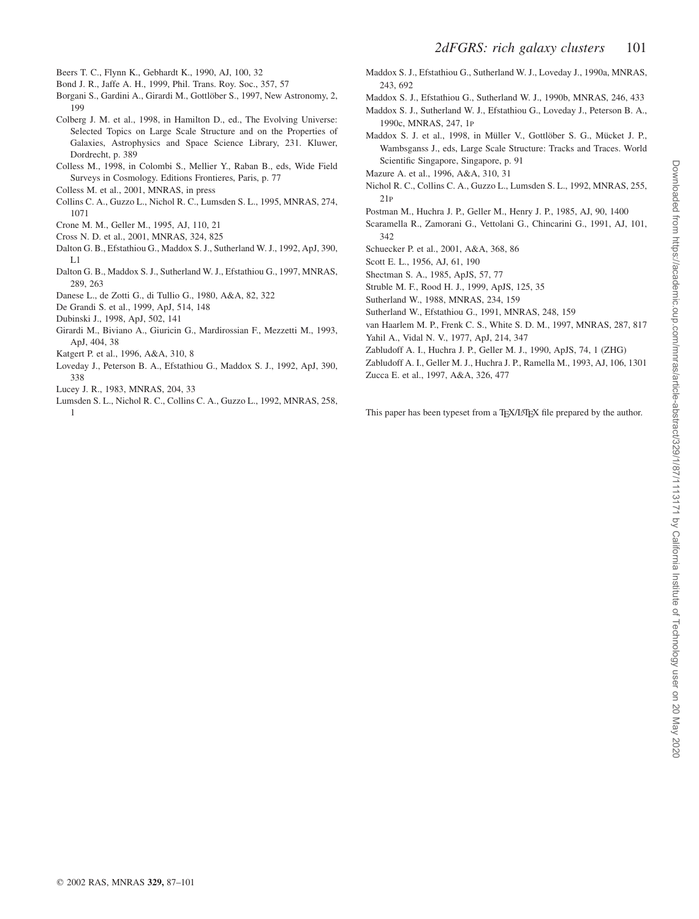Beers T. C., Flynn K., Gebhardt K., 1990, AJ, 100, 32

Bond J. R., Jaffe A. H., 1999, Phil. Trans. Roy. Soc., 357, 57

Borgani S., Gardini A., Girardi M., Gottlöber S., 1997, New Astronomy, 2, 199

Colberg J. M. et al., 1998, in Hamilton D., ed., The Evolving Universe: Selected Topics on Large Scale Structure and on the Properties of Galaxies, Astrophysics and Space Science Library, 231. Kluwer, Dordrecht, p. 389

Colless M., 1998, in Colombi S., Mellier Y., Raban B., eds, Wide Field Surveys in Cosmology. Editions Frontieres, Paris, p. 77

Colless M. et al., 2001, MNRAS, in press

Collins C. A., Guzzo L., Nichol R. C., Lumsden S. L., 1995, MNRAS, 274, 1071

Crone M. M., Geller M., 1995, AJ, 110, 21

Cross N. D. et al., 2001, MNRAS, 324, 825

Dalton G. B., Efstathiou G., Maddox S. J., Sutherland W. J., 1992, ApJ, 390, L1

Dalton G. B., Maddox S. J., Sutherland W. J., Efstathiou G., 1997, MNRAS, 289, 263

Danese L., de Zotti G., di Tullio G., 1980, A&A, 82, 322

De Grandi S. et al., 1999, ApJ, 514, 148

Dubinski J., 1998, ApJ, 502, 141

Girardi M., Biviano A., Giuricin G., Mardirossian F., Mezzetti M., 1993, ApJ, 404, 38

Katgert P. et al., 1996, A&A, 310, 8

Loveday J., Peterson B. A., Efstathiou G., Maddox S. J., 1992, ApJ, 390, 338

Lucey J. R., 1983, MNRAS, 204, 33

Lumsden S. L., Nichol R. C., Collins C. A., Guzzo L., 1992, MNRAS, 258, 1

Maddox S. J., Efstathiou G., Sutherland W. J., Loveday J., 1990a, MNRAS, 243, 692

Maddox S. J., Efstathiou G., Sutherland W. J., 1990b, MNRAS, 246, 433

Maddox S. J., Sutherland W. J., Efstathiou G., Loveday J., Peterson B. A., 1990c, MNRAS, 247, 1P

Maddox S. J. et al., 1998, in Müller V., Gottlöber S. G., Mücket J. P., Wambsganss J., eds, Large Scale Structure: Tracks and Traces. World Scientific Singapore, Singapore, p. 91

Mazure A. et al., 1996, A&A, 310, 31

Nichol R. C., Collins C. A., Guzzo L., Lumsden S. L., 1992, MNRAS, 255, 21P

Postman M., Huchra J. P., Geller M., Henry J. P., 1985, AJ, 90, 1400

Scaramella R., Zamorani G., Vettolani G., Chincarini G., 1991, AJ, 101, 342

Schuecker P. et al., 2001, A&A, 368, 86

Scott E. L., 1956, AJ, 61, 190

Shectman S. A., 1985, ApJS, 57, 77

Struble M. F., Rood H. J., 1999, ApJS, 125, 35

Sutherland W., 1988, MNRAS, 234, 159

Sutherland W., Efstathiou G., 1991, MNRAS, 248, 159

van Haarlem M. P., Frenk C. S., White S. D. M., 1997, MNRAS, 287, 817

Yahil A., Vidal N. V., 1977, ApJ, 214, 347

Zabludoff A. I., Huchra J. P., Geller M. J., 1990, ApJS, 74, 1 (ZHG)

Zabludoff A. I., Geller M. J., Huchra J. P., Ramella M., 1993, AJ, 106, 1301

Zucca E. et al., 1997, A&A, 326, 477

This paper has been typeset from a TEX/LATEX file prepared by the author.